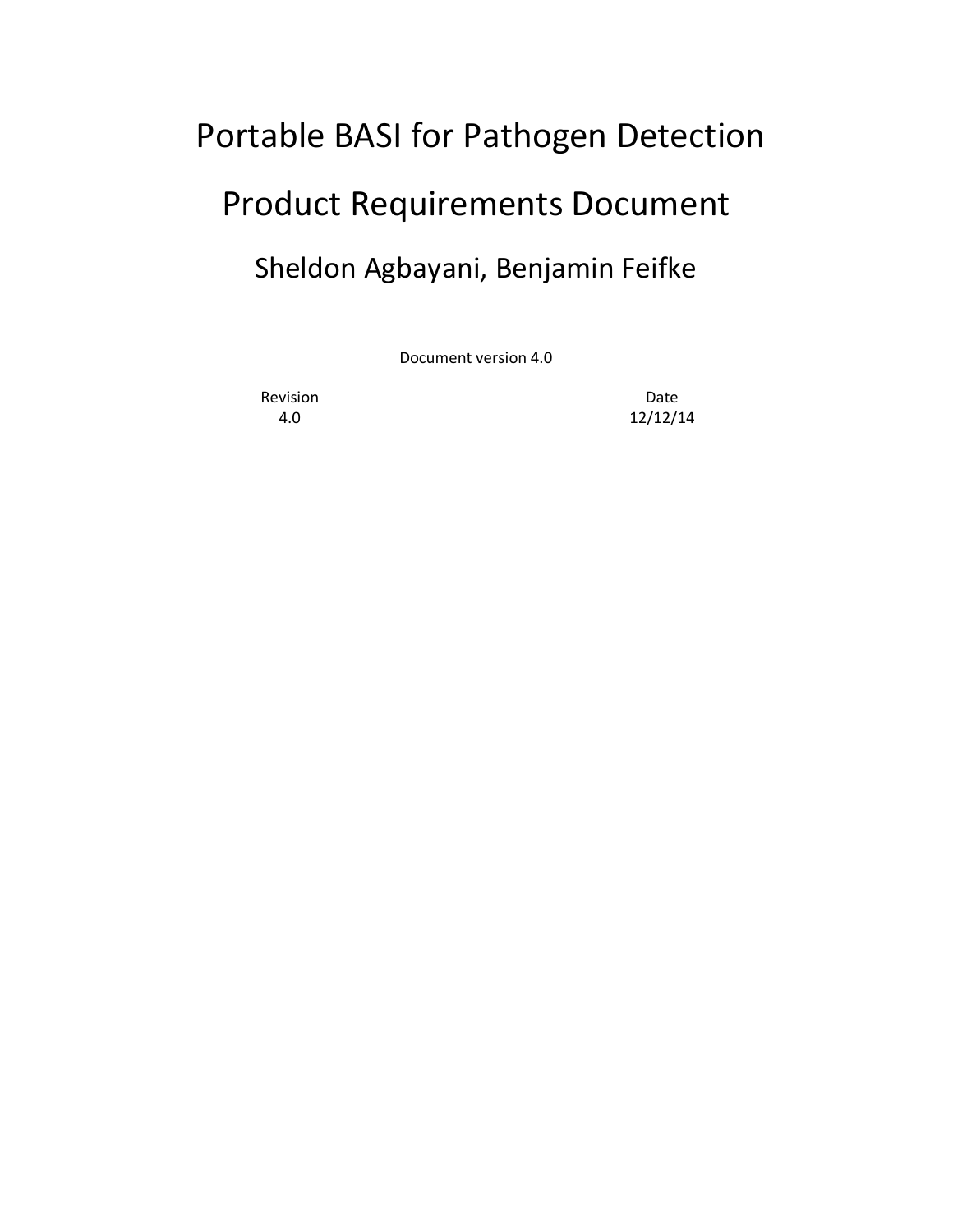# Portable BASI for Pathogen Detection

# Product Requirements Document

## Sheldon Agbayani, Benjamin Feifke

Document version 4.0

| Revision | Date |
|---|---|
| 4.0 | 12/12/14 |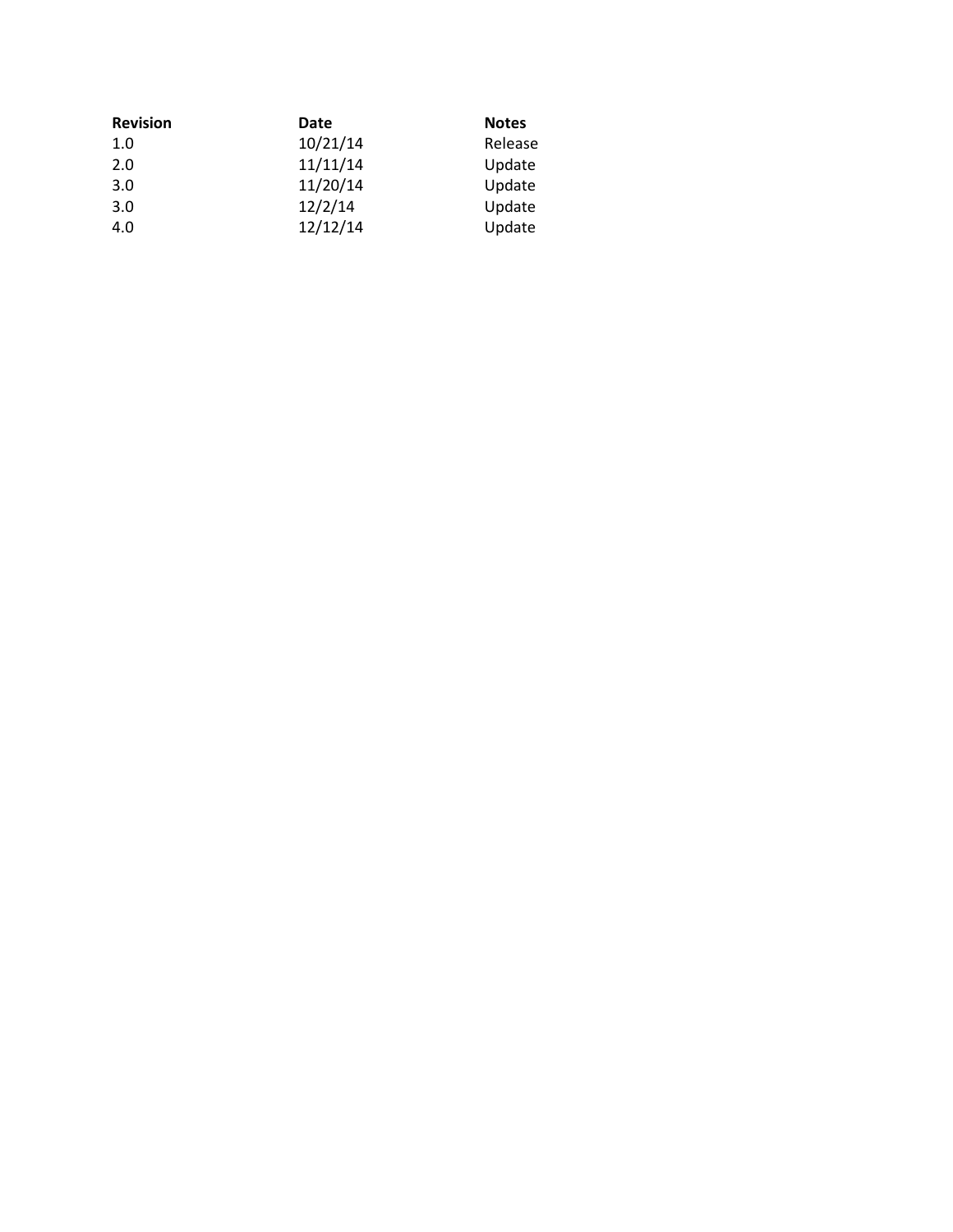| Revision | Date | Notes |
| --- | --- | --- |
| 1.0 | 10/21/14 | Release |
| 2.0 | 11/11/14 | Update |
| 3.0 | 11/20/14 | Update |
| 3.0 | 12/2/14 | Update |
| 4.0 | 12/12/14 | Update |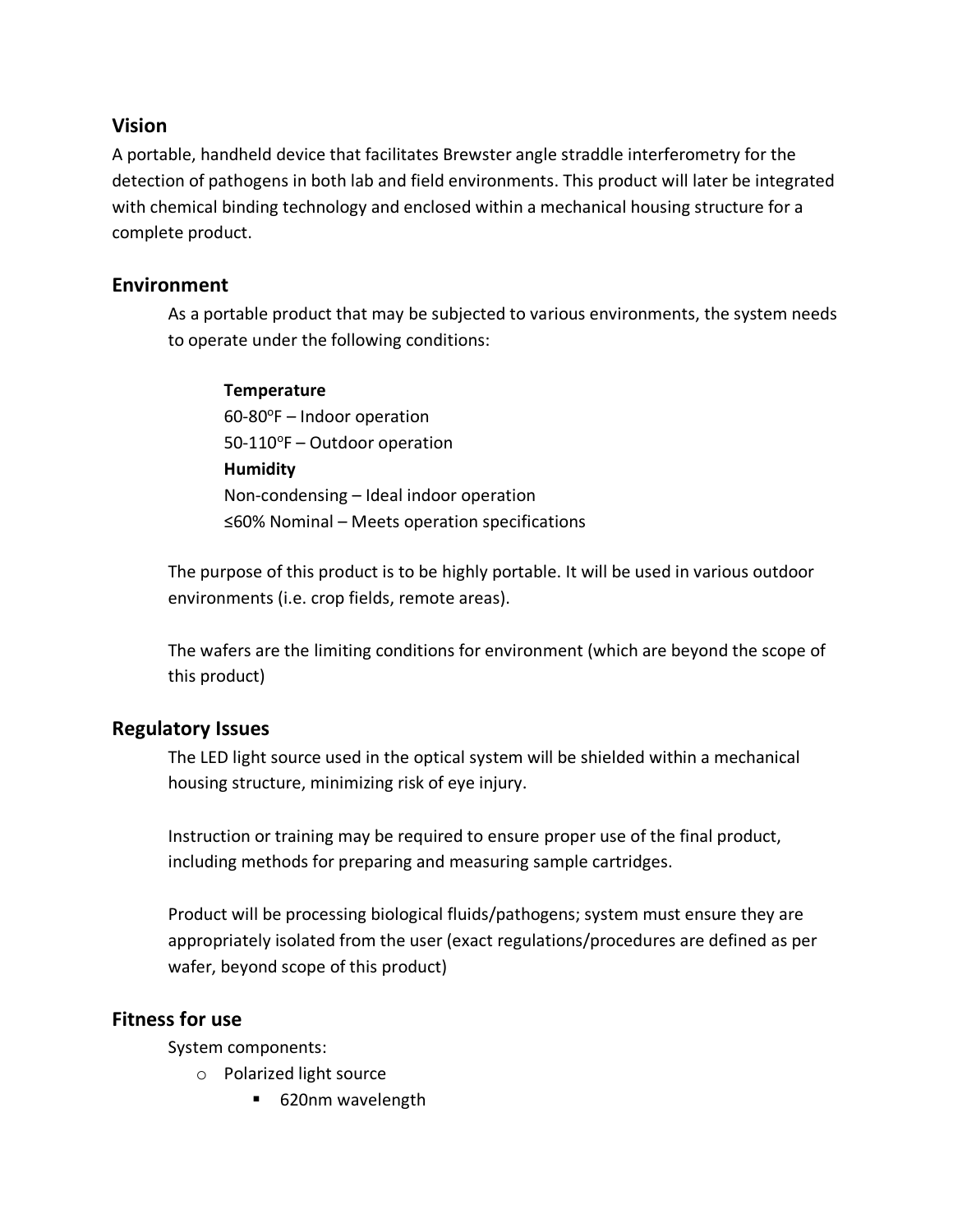## Vision

A portable, handheld device that facilitates Brewster angle straddle interferometry for the detection of pathogens in both lab and field environments. This product will later be integrated with chemical binding technology and enclosed within a mechanical housing structure for a complete product.

## Environment

As a portable product that may be subjected to various environments, the system needs to operate under the following conditions:

**Temperature**
60-80°F – Indoor operation
50-110°F – Outdoor operation
**Humidity**
Non-condensing – Ideal indoor operation
≤60% Nominal – Meets operation specifications

The purpose of this product is to be highly portable. It will be used in various outdoor environments (i.e. crop fields, remote areas).

The wafers are the limiting conditions for environment (which are beyond the scope of this product)

## Regulatory Issues

The LED light source used in the optical system will be shielded within a mechanical housing structure, minimizing risk of eye injury.

Instruction or training may be required to ensure proper use of the final product, including methods for preparing and measuring sample cartridges.

Product will be processing biological fluids/pathogens; system must ensure they are appropriately isolated from the user (exact regulations/procedures are defined as per wafer, beyond scope of this product)

## Fitness for use

System components:

- Polarized light source
  - 620nm wavelength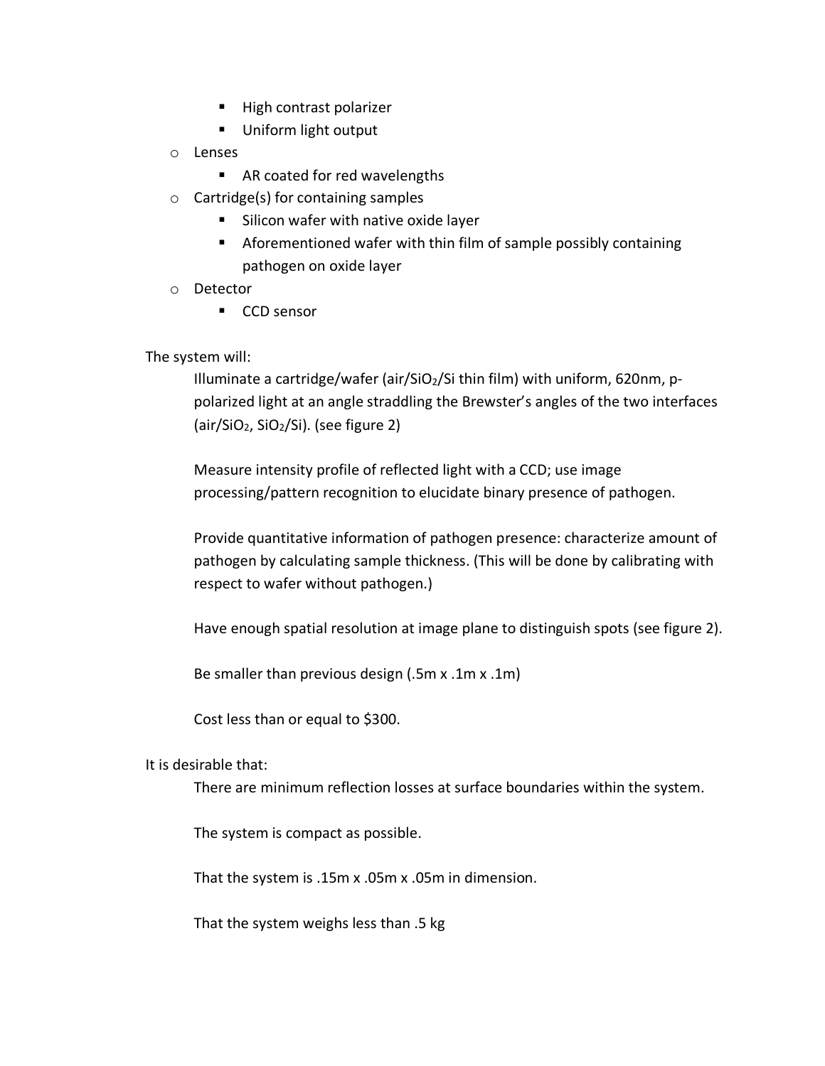- High contrast polarizer
        - Uniform light output
    - Lenses
        - AR coated for red wavelengths
    - Cartridge(s) for containing samples
        - Silicon wafer with native oxide layer
        - Aforementioned wafer with thin film of sample possibly containing pathogen on oxide layer
    - Detector
        - CCD sensor

The system will:

> Illuminate a cartridge/wafer (air/$SiO_2$/Si thin film) with uniform, 620nm, p-polarized light at an angle straddling the Brewster's angles of the two interfaces (air/$SiO_2$, $SiO_2$/Si). (see figure 2)
>
> Measure intensity profile of reflected light with a CCD; use image processing/pattern recognition to elucidate binary presence of pathogen.
>
> Provide quantitative information of pathogen presence: characterize amount of pathogen by calculating sample thickness. (This will be done by calibrating with respect to wafer without pathogen.)
>
> Have enough spatial resolution at image plane to distinguish spots (see figure 2).
>
> Be smaller than previous design (.5m x .1m x .1m)
>
> Cost less than or equal to $300.

It is desirable that:

> There are minimum reflection losses at surface boundaries within the system.
>
> The system is compact as possible.
>
> That the system is .15m x .05m x .05m in dimension.
>
> That the system weighs less than .5 kg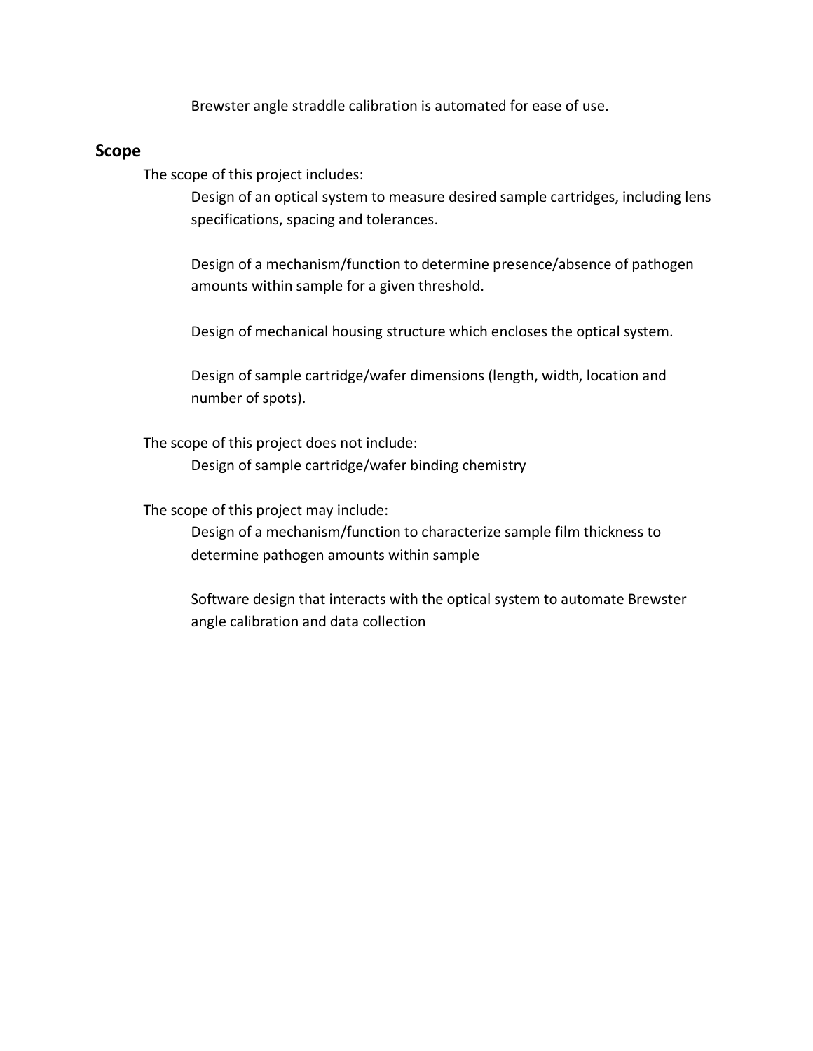Brewster angle straddle calibration is automated for ease of use.

## Scope

The scope of this project includes:

Design of an optical system to measure desired sample cartridges, including lens specifications, spacing and tolerances.

Design of a mechanism/function to determine presence/absence of pathogen amounts within sample for a given threshold.

Design of mechanical housing structure which encloses the optical system.

Design of sample cartridge/wafer dimensions (length, width, location and number of spots).

The scope of this project does not include:

Design of sample cartridge/wafer binding chemistry

The scope of this project may include:

Design of a mechanism/function to characterize sample film thickness to determine pathogen amounts within sample

Software design that interacts with the optical system to automate Brewster angle calibration and data collection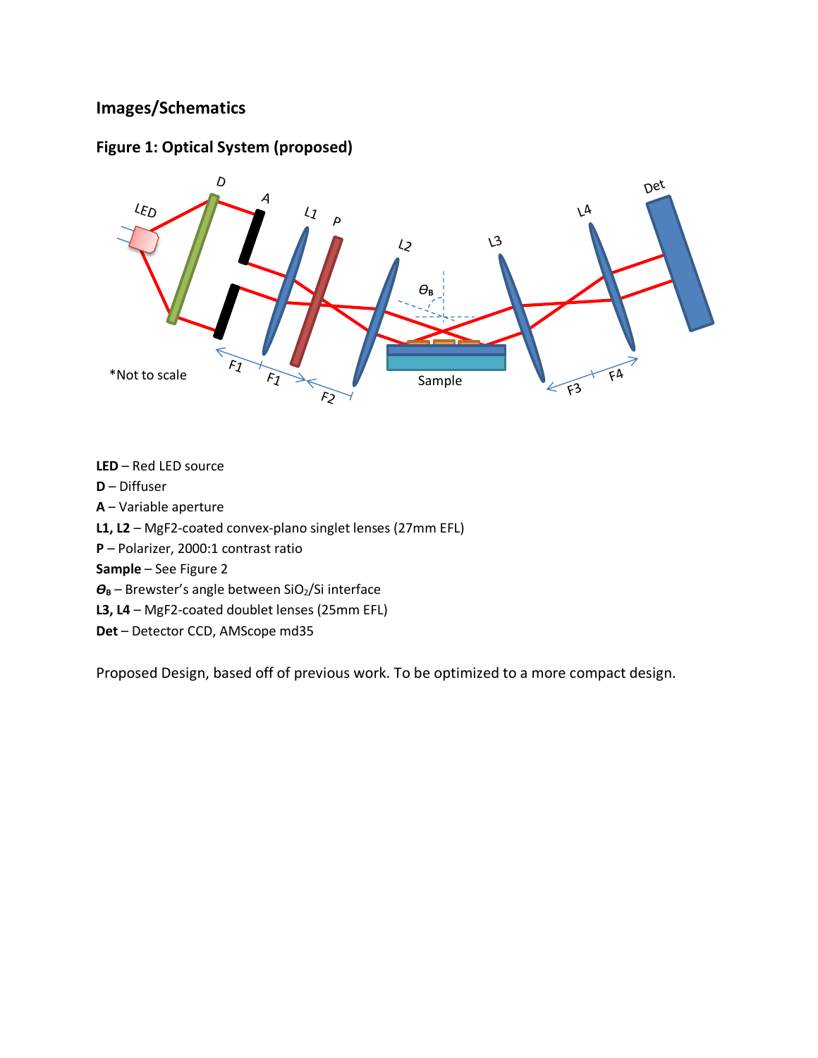## Images/Schematics

### Figure 1: Optical System (proposed)

*Not to scale

**LED** – Red LED source

**D** – Diffuser

**A** – Variable aperture

**L1, L2** – $MgF_2$-coated convex-plano singlet lenses (27mm EFL)

**P** – Polarizer, 2000:1 contrast ratio

**Sample** – See Figure 2

**$\theta_B$** – Brewster's angle between $SiO_2$/Si interface

**L3, L4** – $MgF_2$-coated doublet lenses (25mm EFL)

**Det** – Detector CCD, AMScope md35

Proposed Design, based off of previous work. To be optimized to a more compact design.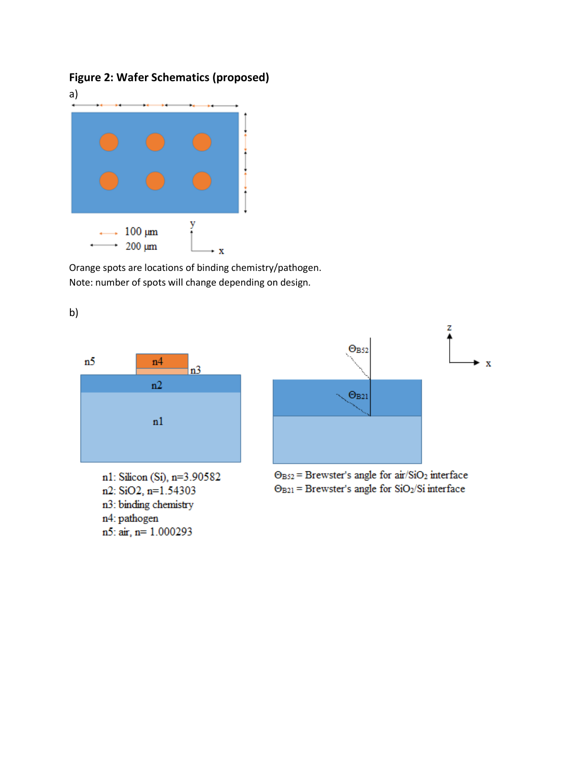**Figure 2: Wafer Schematics (proposed)**

a)

100 µm

200 µm

Orange spots are locations of binding chemistry/pathogen.

Note: number of spots will change depending on design.

b)

n1: Silicon (Si), n=3.90582

n2: SiO2, n=1.54303

n3: binding chemistry

n4: pathogen

n5: air, n= 1.000293

$\Theta_{B52}$ = Brewster's angle for air/$SiO_2$ interface

$\Theta_{B21}$ = Brewster's angle for $SiO_2$/Si interface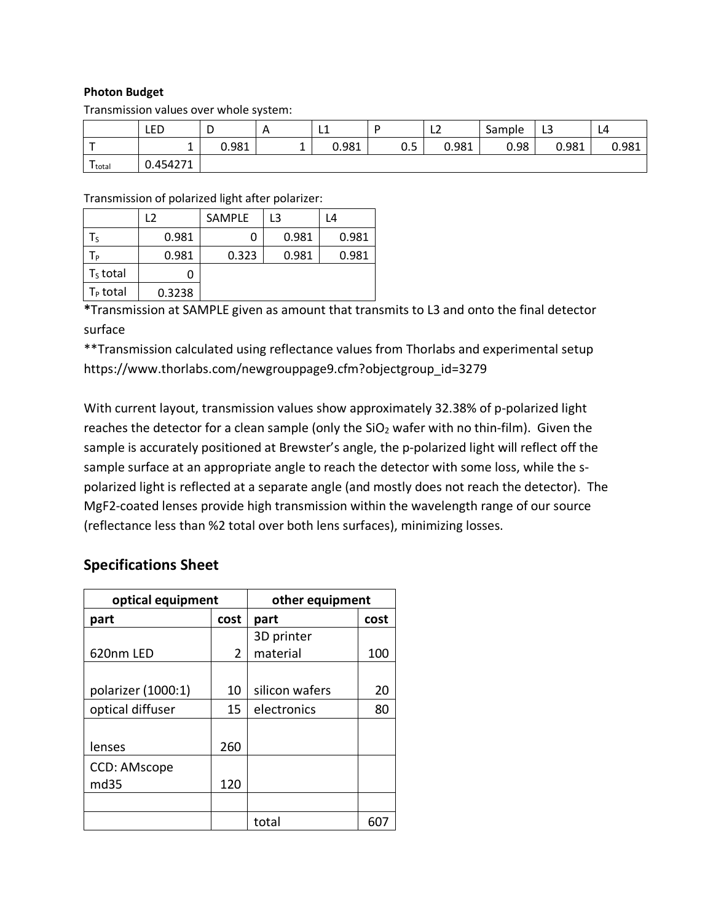**Photon Budget**

Transmission values over whole system:

| | LED | D | A | L1 | P | L2 | Sample | L3 | L4 |
|---|---|---|---|---|---|---|---|---|---|
| T | 1 | 0.981 | 1 | 0.981 | 0.5 | 0.981 | 0.98 | 0.981 | 0.981 |
| $T_{total}$ | 0.454271 | | | | | | | | |

Transmission of polarized light after polarizer:

| | L2 | SAMPLE | L3 | L4 |
|---|---|---|---|---|
| $T_S$ | 0.981 | 0 | 0.981 | 0.981 |
| $T_P$ | 0.981 | 0.323 | 0.981 | 0.981 |
| $T_S$ total | 0 | | | |
| $T_P$ total | 0.3238 | | | |

*Transmission at SAMPLE given as amount that transmits to L3 and onto the final detector surface

**Transmission calculated using reflectance values from Thorlabs and experimental setup https://www.thorlabs.com/newgrouppage9.cfm?objectgroup_id=3279

With current layout, transmission values show approximately 32.38% of p-polarized light reaches the detector for a clean sample (only the $SiO_2$ wafer with no thin-film). Given the sample is accurately positioned at Brewster's angle, the p-polarized light will reflect off the sample surface at an appropriate angle to reach the detector with some loss, while the s-polarized light is reflected at a separate angle (and mostly does not reach the detector). The MgF2-coated lenses provide high transmission within the wavelength range of our source (reflectance less than %2 total over both lens surfaces), minimizing losses.

## Specifications Sheet

| optical equipment | | other equipment | |
|---|---|---|---|
| **part** | **cost** | **part** | **cost** |
| 620nm LED | 2 | 3D printer material | 100 |
| polarizer (1000:1) | 10 | silicon wafers | 20 |
| optical diffuser | 15 | electronics | 80 |
| lenses | 260 | | |
| CCD: AMscope md35 | 120 | | |
| | | | |
| | | total | 607 |